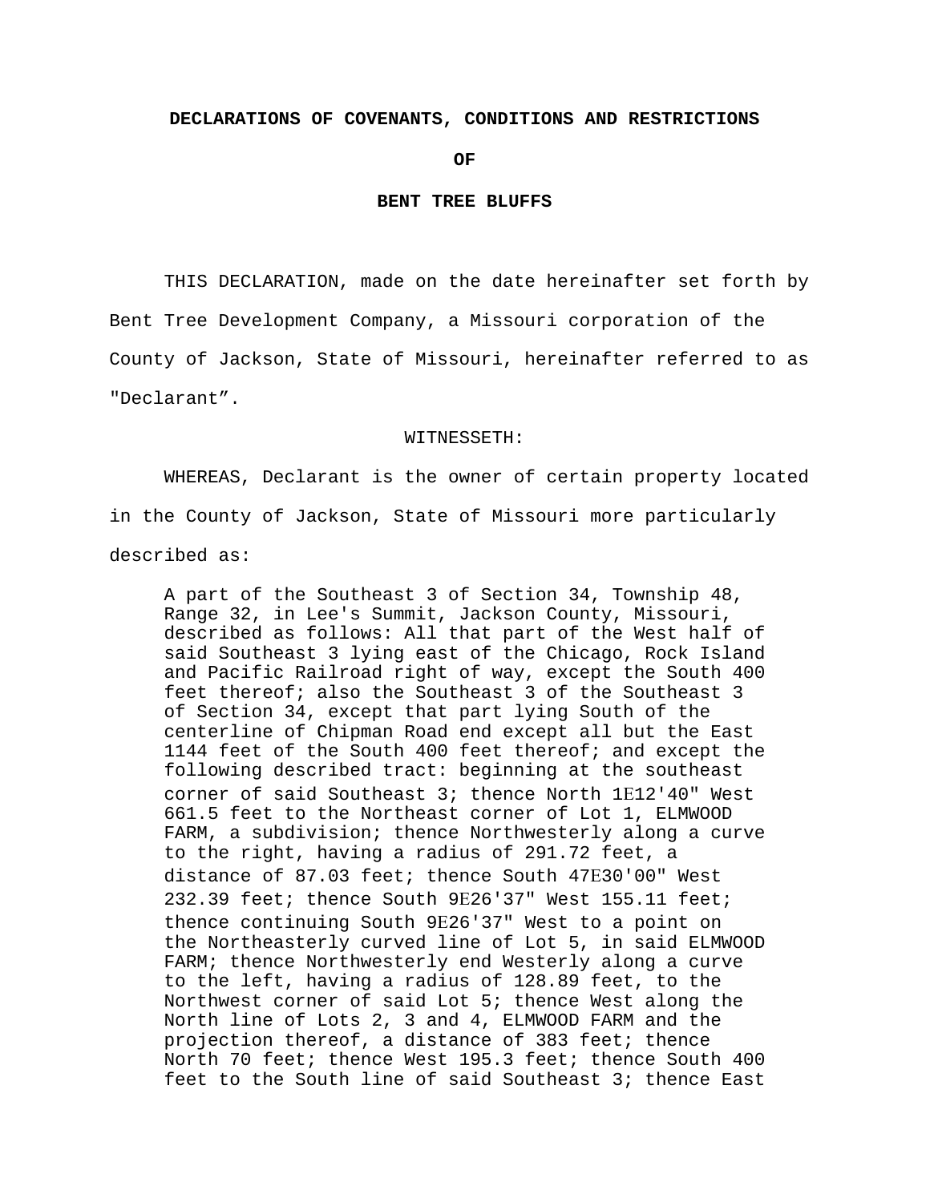**DECLARATIONS OF COVENANTS, CONDITIONS AND RESTRICTIONS**

**OF**

**BENT TREE BLUFFS**

THIS DECLARATION, made on the date hereinafter set forth by Bent Tree Development Company, a Missouri corporation of the County of Jackson, State of Missouri, hereinafter referred to as "Declarant”.

WITNESSETH:

WHEREAS, Declarant is the owner of certain property located in the County of Jackson, State of Missouri more particularly described as:

> A part of the Southeast 3 of Section 34, Township 48, Range 32, in Lee's Summit, Jackson County, Missouri, described as follows: All that part of the West half of said Southeast 3 lying east of the Chicago, Rock Island and Pacific Railroad right of way, except the South 400 feet thereof; also the Southeast 3 of the Southeast 3 of Section 34, except that part lying South of the centerline of Chipman Road end except all but the East 1144 feet of the South 400 feet thereof; and except the following described tract: beginning at the southeast corner of said Southeast 3; thence North 1E12'40" West 661.5 feet to the Northeast corner of Lot 1, ELMWOOD FARM, a subdivision; thence Northwesterly along a curve to the right, having a radius of 291.72 feet, a distance of 87.03 feet; thence South 47E30'00" West 232.39 feet; thence South 9E26'37" West 155.11 feet; thence continuing South 9E26'37" West to a point on the Northeasterly curved line of Lot 5, in said ELMWOOD FARM; thence Northwesterly end Westerly along a curve to the left, having a radius of 128.89 feet, to the Northwest corner of said Lot 5; thence West along the North line of Lots 2, 3 and 4, ELMWOOD FARM and the projection thereof, a distance of 383 feet; thence North 70 feet; thence West 195.3 feet; thence South 400 feet to the South line of said Southeast 3; thence East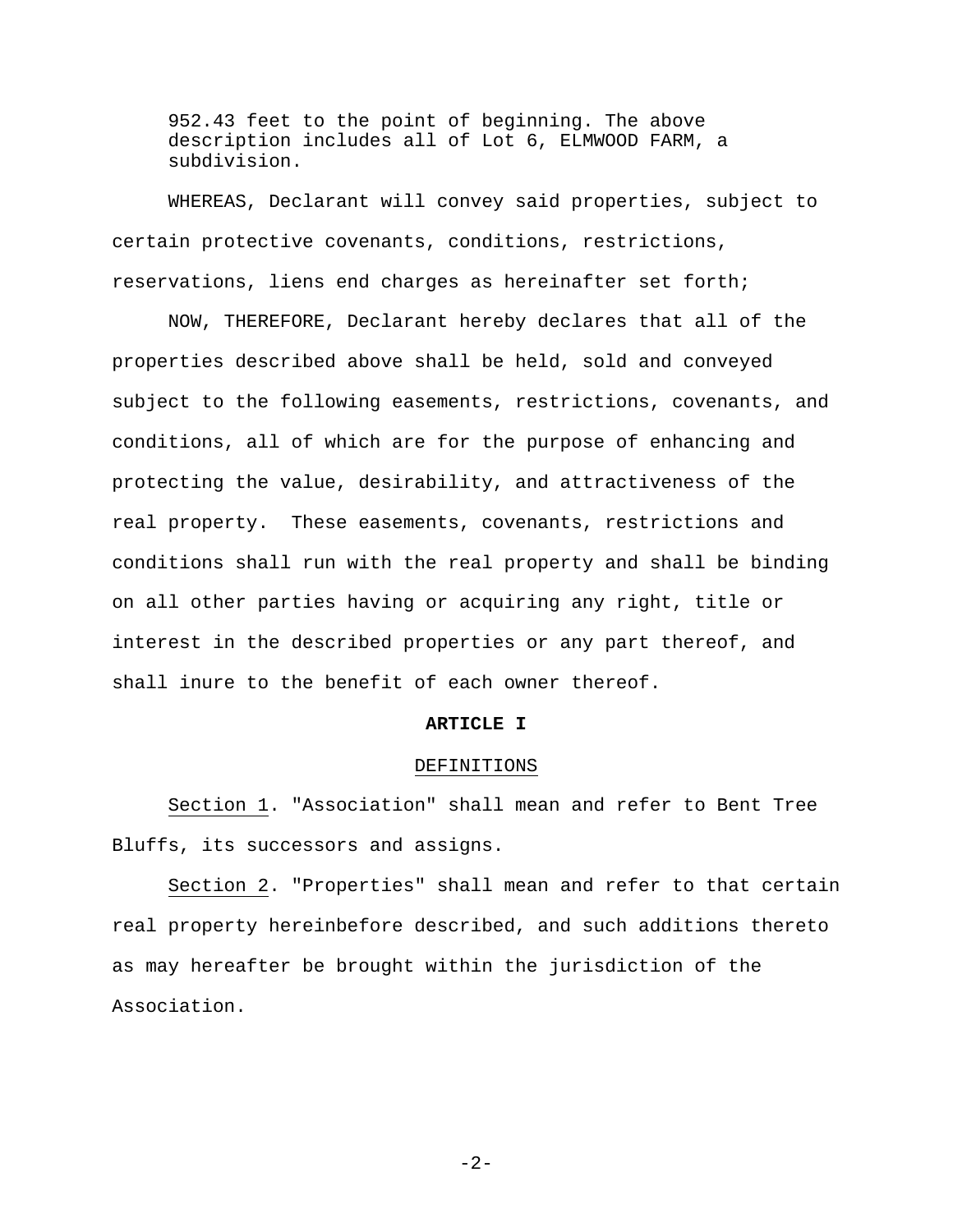952.43 feet to the point of beginning. The above description includes all of Lot 6, ELMWOOD FARM, a subdivision.

WHEREAS, Declarant will convey said properties, subject to certain protective covenants, conditions, restrictions, reservations, liens end charges as hereinafter set forth;

NOW, THEREFORE, Declarant hereby declares that all of the properties described above shall be held, sold and conveyed subject to the following easements, restrictions, covenants, and conditions, all of which are for the purpose of enhancing and protecting the value, desirability, and attractiveness of the real property. These easements, covenants, restrictions and conditions shall run with the real property and shall be binding on all other parties having or acquiring any right, title or interest in the described properties or any part thereof, and shall inure to the benefit of each owner thereof.

## ARTICLE I

### DEFINITIONS

Section 1. "Association" shall mean and refer to Bent Tree Bluffs, its successors and assigns.

Section 2. "Properties" shall mean and refer to that certain real property hereinbefore described, and such additions thereto as may hereafter be brought within the jurisdiction of the Association.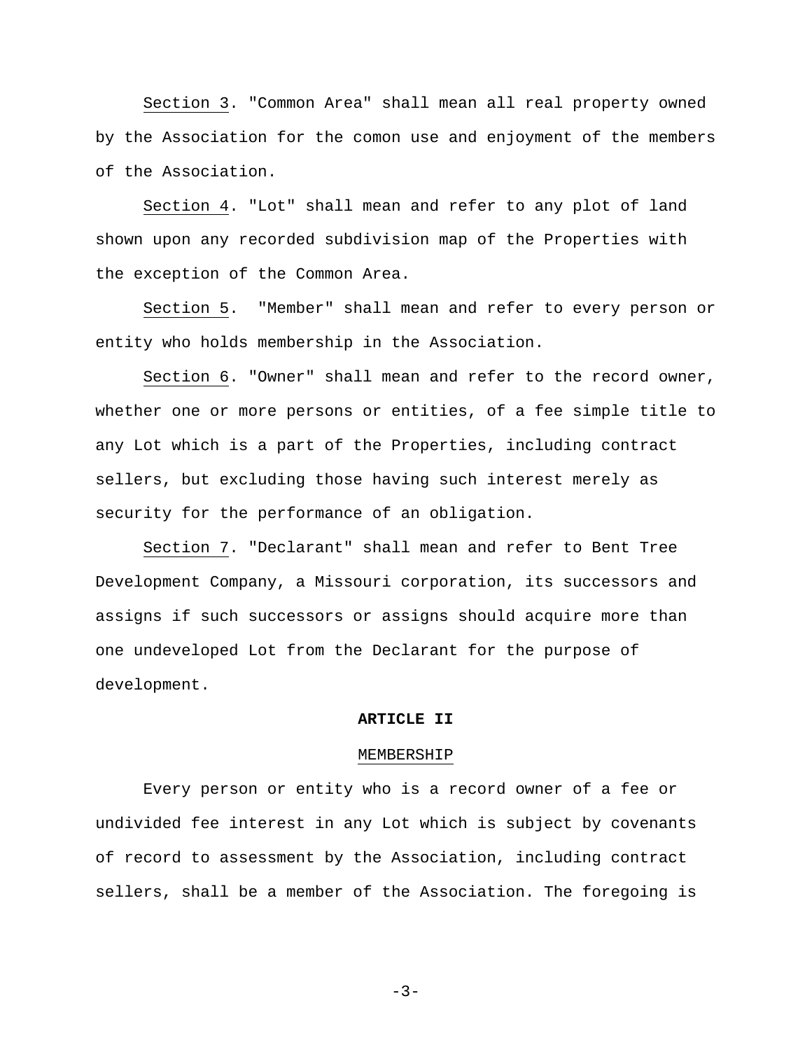Section 3. "Common Area" shall mean all real property owned by the Association for the comon use and enjoyment of the members of the Association.

Section 4. "Lot" shall mean and refer to any plot of land shown upon any recorded subdivision map of the Properties with the exception of the Common Area.

Section 5. "Member" shall mean and refer to every person or entity who holds membership in the Association.

Section 6. "Owner" shall mean and refer to the record owner, whether one or more persons or entities, of a fee simple title to any Lot which is a part of the Properties, including contract sellers, but excluding those having such interest merely as security for the performance of an obligation.

Section 7. "Declarant" shall mean and refer to Bent Tree Development Company, a Missouri corporation, its successors and assigns if such successors or assigns should acquire more than one undeveloped Lot from the Declarant for the purpose of development.

## ARTICLE II

### MEMBERSHIP

Every person or entity who is a record owner of a fee or undivided fee interest in any Lot which is subject by covenants of record to assessment by the Association, including contract sellers, shall be a member of the Association. The foregoing is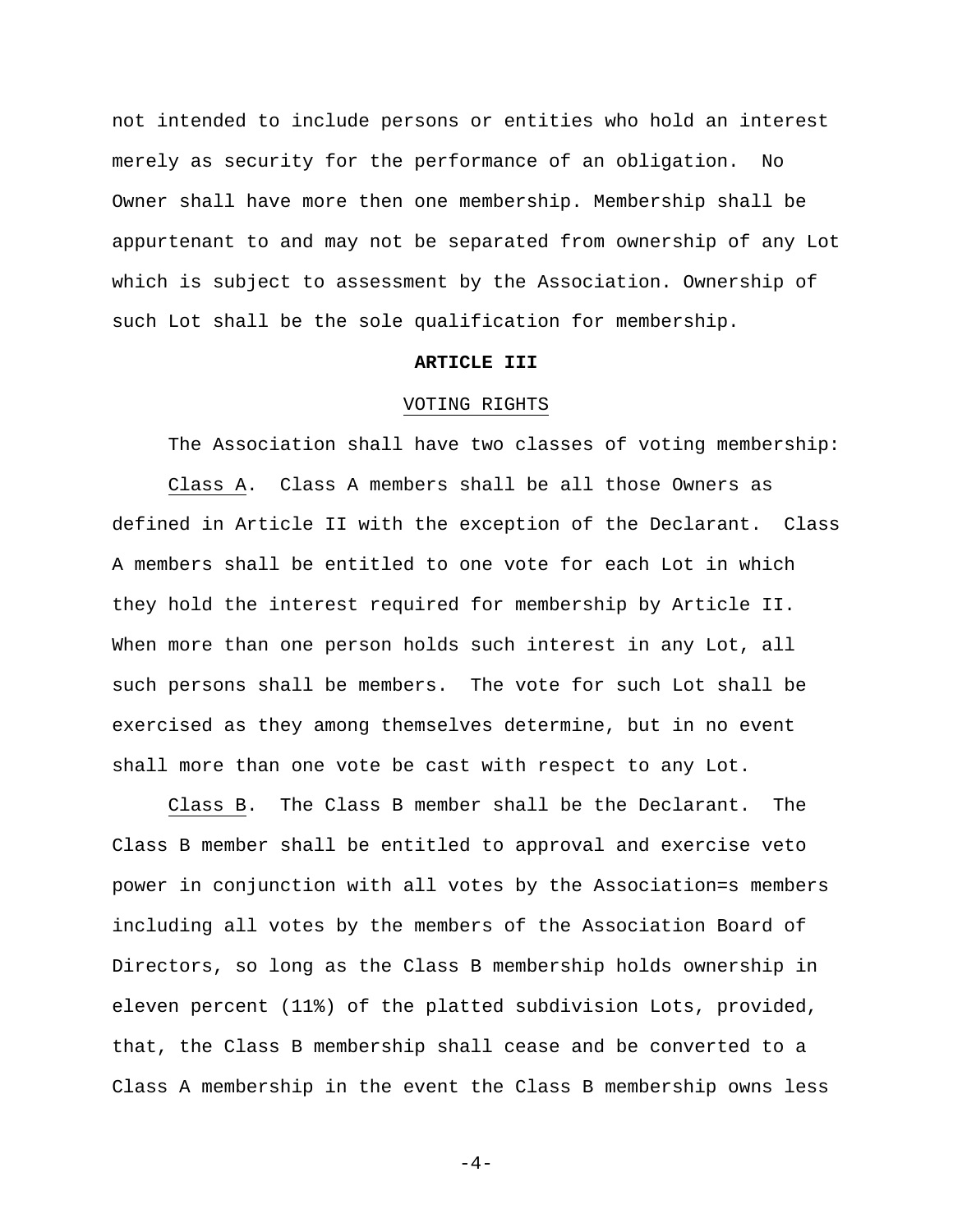not intended to include persons or entities who hold an interest merely as security for the performance of an obligation. No Owner shall have more then one membership. Membership shall be appurtenant to and may not be separated from ownership of any Lot which is subject to assessment by the Association. Ownership of such Lot shall be the sole qualification for membership.

## ARTICLE III

VOTING RIGHTS

The Association shall have two classes of voting membership:

Class A. Class A members shall be all those Owners as defined in Article II with the exception of the Declarant. Class A members shall be entitled to one vote for each Lot in which they hold the interest required for membership by Article II. When more than one person holds such interest in any Lot, all such persons shall be members. The vote for such Lot shall be exercised as they among themselves determine, but in no event shall more than one vote be cast with respect to any Lot.

Class B. The Class B member shall be the Declarant. The Class B member shall be entitled to approval and exercise veto power in conjunction with all votes by the Association=s members including all votes by the members of the Association Board of Directors, so long as the Class B membership holds ownership in eleven percent (11%) of the platted subdivision Lots, provided, that, the Class B membership shall cease and be converted to a Class A membership in the event the Class B membership owns less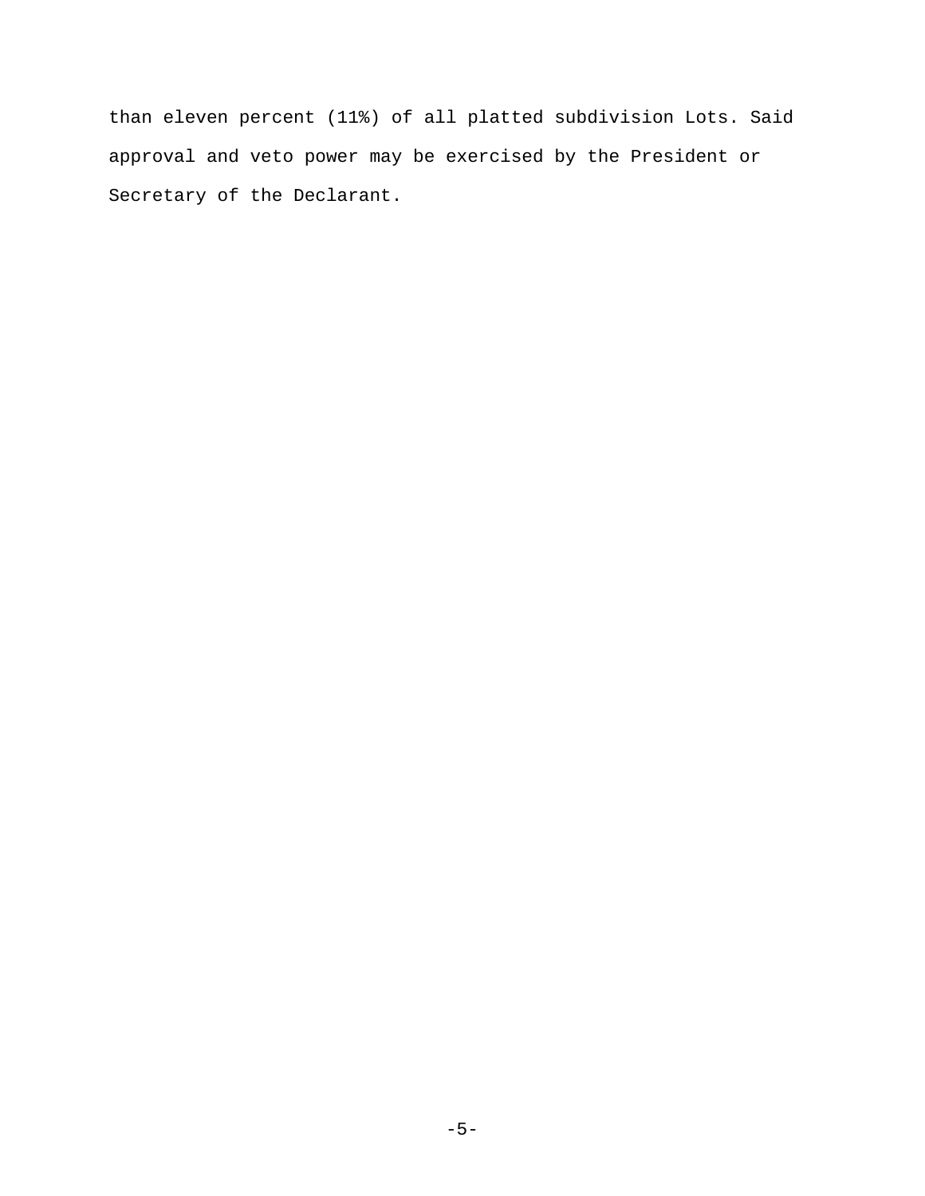than eleven percent (11%) of all platted subdivision Lots. Said approval and veto power may be exercised by the President or Secretary of the Declarant.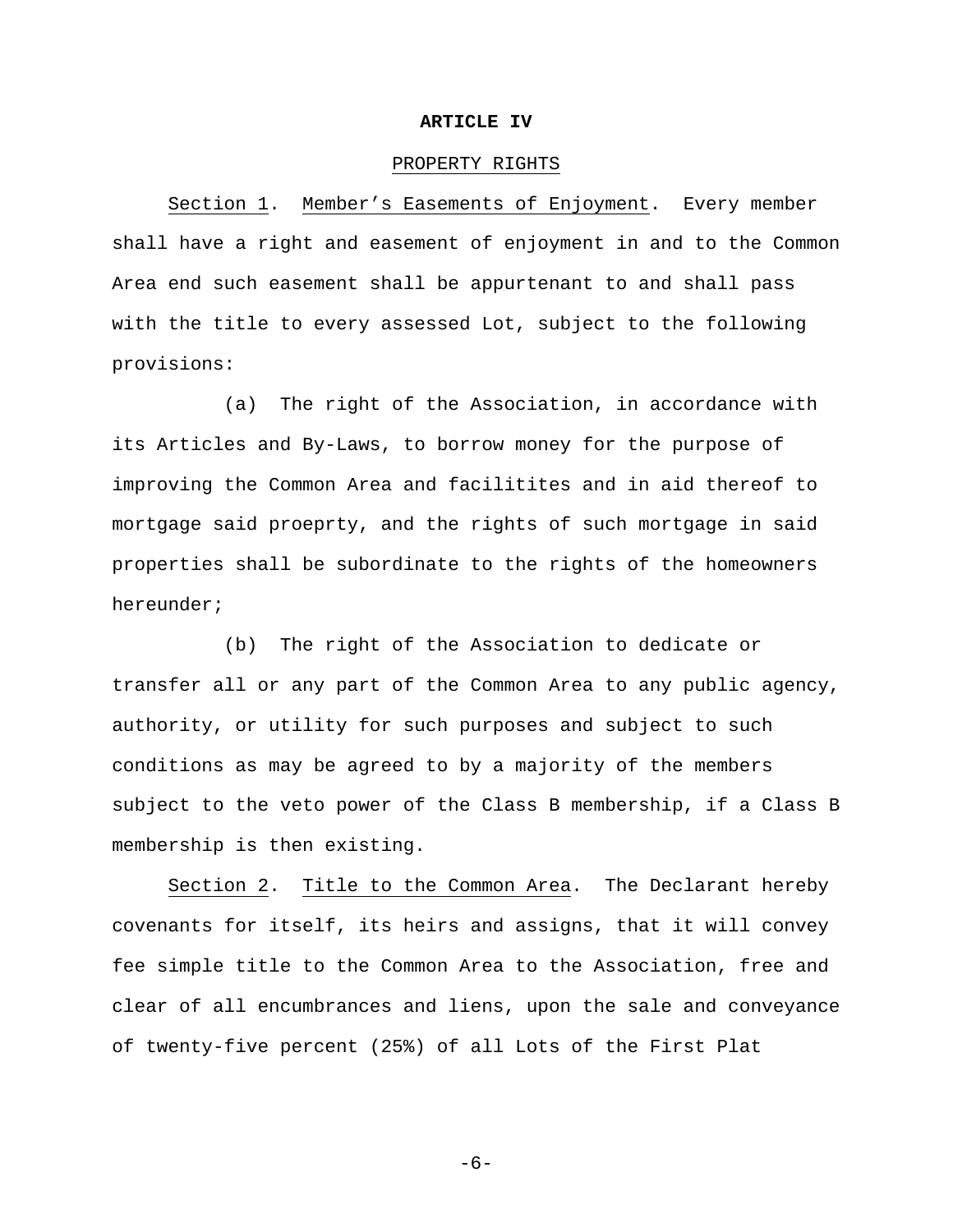**ARTICLE IV**

PROPERTY RIGHTS

Section 1. Member's Easements of Enjoyment. Every member shall have a right and easement of enjoyment in and to the Common Area end such easement shall be appurtenant to and shall pass with the title to every assessed Lot, subject to the following provisions:

(a) The right of the Association, in accordance with its Articles and By-Laws, to borrow money for the purpose of improving the Common Area and facilitites and in aid thereof to mortgage said proeprty, and the rights of such mortgage in said properties shall be subordinate to the rights of the homeowners hereunder;

(b) The right of the Association to dedicate or transfer all or any part of the Common Area to any public agency, authority, or utility for such purposes and subject to such conditions as may be agreed to by a majority of the members subject to the veto power of the Class B membership, if a Class B membership is then existing.

Section 2. Title to the Common Area. The Declarant hereby covenants for itself, its heirs and assigns, that it will convey fee simple title to the Common Area to the Association, free and clear of all encumbrances and liens, upon the sale and conveyance of twenty-five percent (25%) of all Lots of the First Plat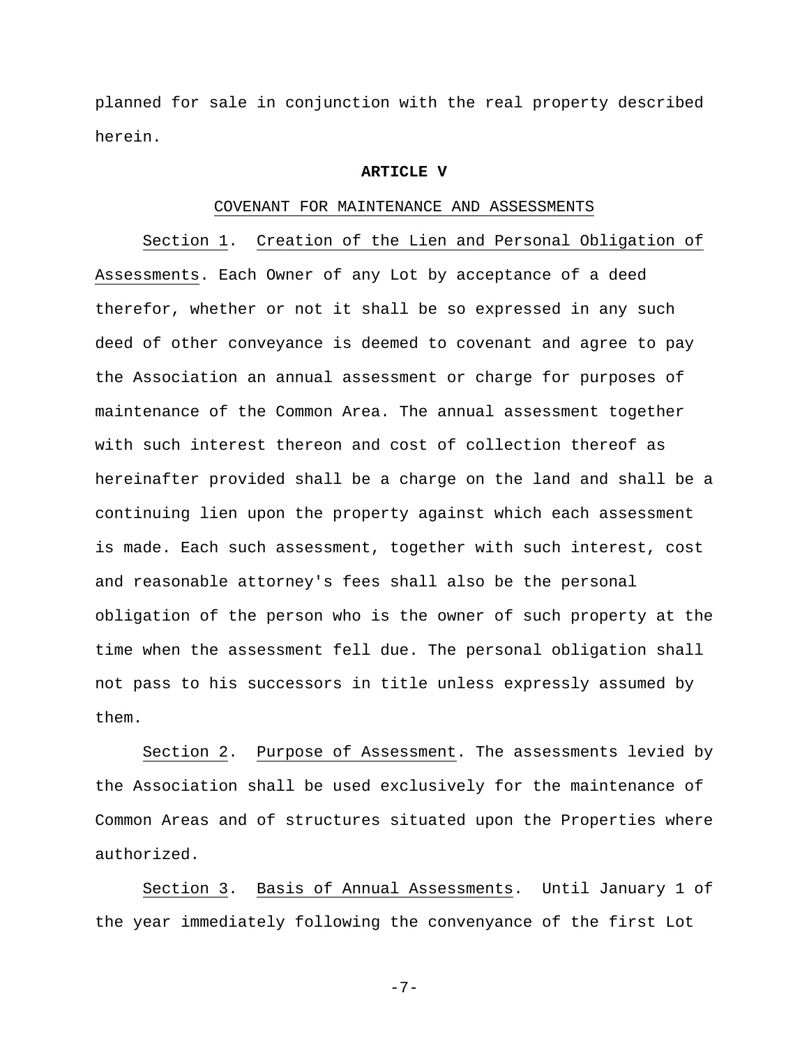planned for sale in conjunction with the real property described herein.

## ARTICLE V

COVENANT FOR MAINTENANCE AND ASSESSMENTS

Section 1. Creation of the Lien and Personal Obligation of Assessments. Each Owner of any Lot by acceptance of a deed therefor, whether or not it shall be so expressed in any such deed of other conveyance is deemed to covenant and agree to pay the Association an annual assessment or charge for purposes of maintenance of the Common Area. The annual assessment together with such interest thereon and cost of collection thereof as hereinafter provided shall be a charge on the land and shall be a continuing lien upon the property against which each assessment is made. Each such assessment, together with such interest, cost and reasonable attorney's fees shall also be the personal obligation of the person who is the owner of such property at the time when the assessment fell due. The personal obligation shall not pass to his successors in title unless expressly assumed by them.

Section 2. Purpose of Assessment. The assessments levied by the Association shall be used exclusively for the maintenance of Common Areas and of structures situated upon the Properties where authorized.

Section 3. Basis of Annual Assessments. Until January 1 of the year immediately following the convenyance of the first Lot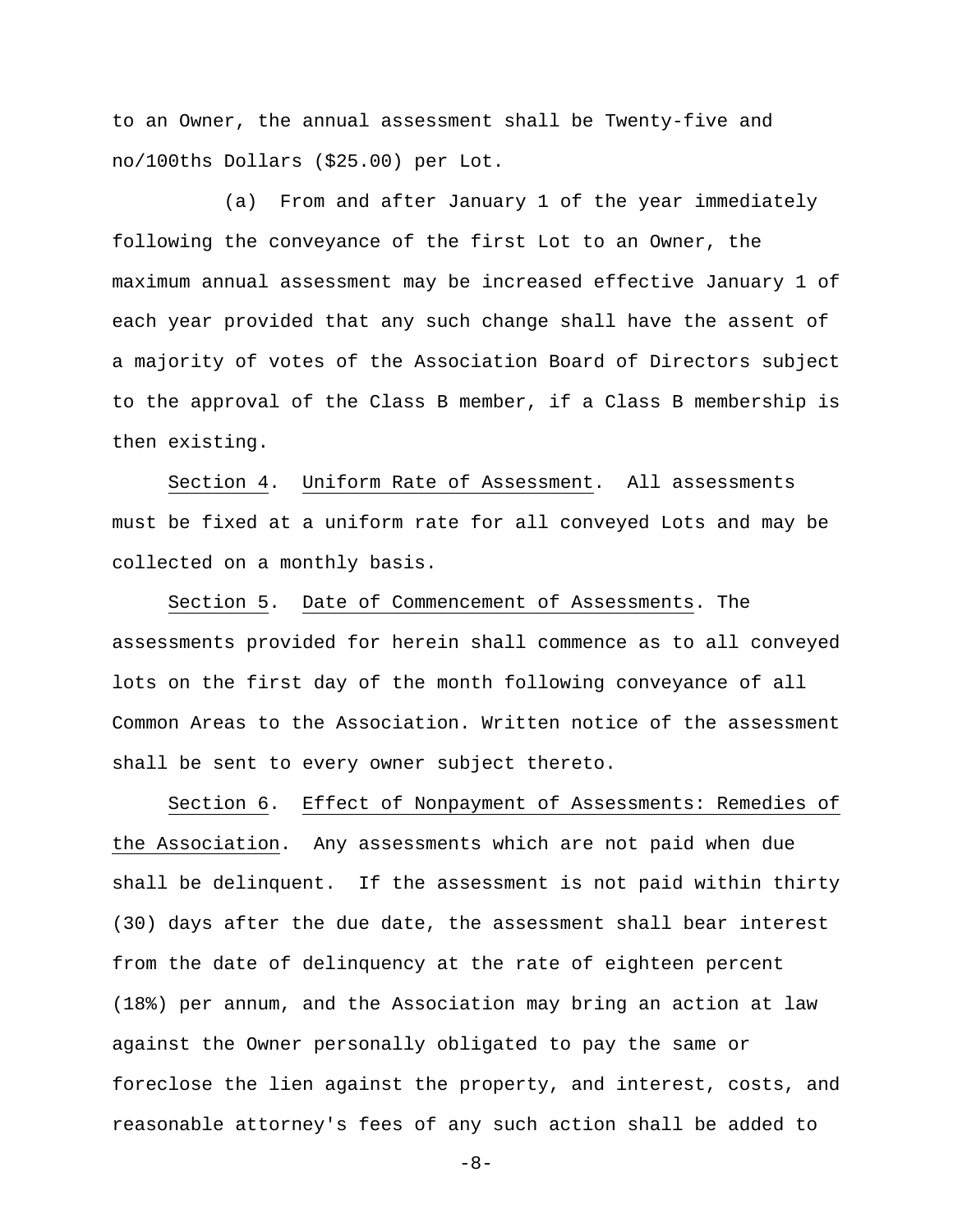to an Owner, the annual assessment shall be Twenty-five and no/100ths Dollars ($25.00) per Lot.

(a) From and after January 1 of the year immediately following the conveyance of the first Lot to an Owner, the maximum annual assessment may be increased effective January 1 of each year provided that any such change shall have the assent of a majority of votes of the Association Board of Directors subject to the approval of the Class B member, if a Class B membership is then existing.

Section 4. Uniform Rate of Assessment. All assessments must be fixed at a uniform rate for all conveyed Lots and may be collected on a monthly basis.

Section 5. Date of Commencement of Assessments. The assessments provided for herein shall commence as to all conveyed lots on the first day of the month following conveyance of all Common Areas to the Association. Written notice of the assessment shall be sent to every owner subject thereto.

Section 6. Effect of Nonpayment of Assessments: Remedies of the Association. Any assessments which are not paid when due shall be delinquent. If the assessment is not paid within thirty (30) days after the due date, the assessment shall bear interest from the date of delinquency at the rate of eighteen percent (18%) per annum, and the Association may bring an action at law against the Owner personally obligated to pay the same or foreclose the lien against the property, and interest, costs, and reasonable attorney's fees of any such action shall be added to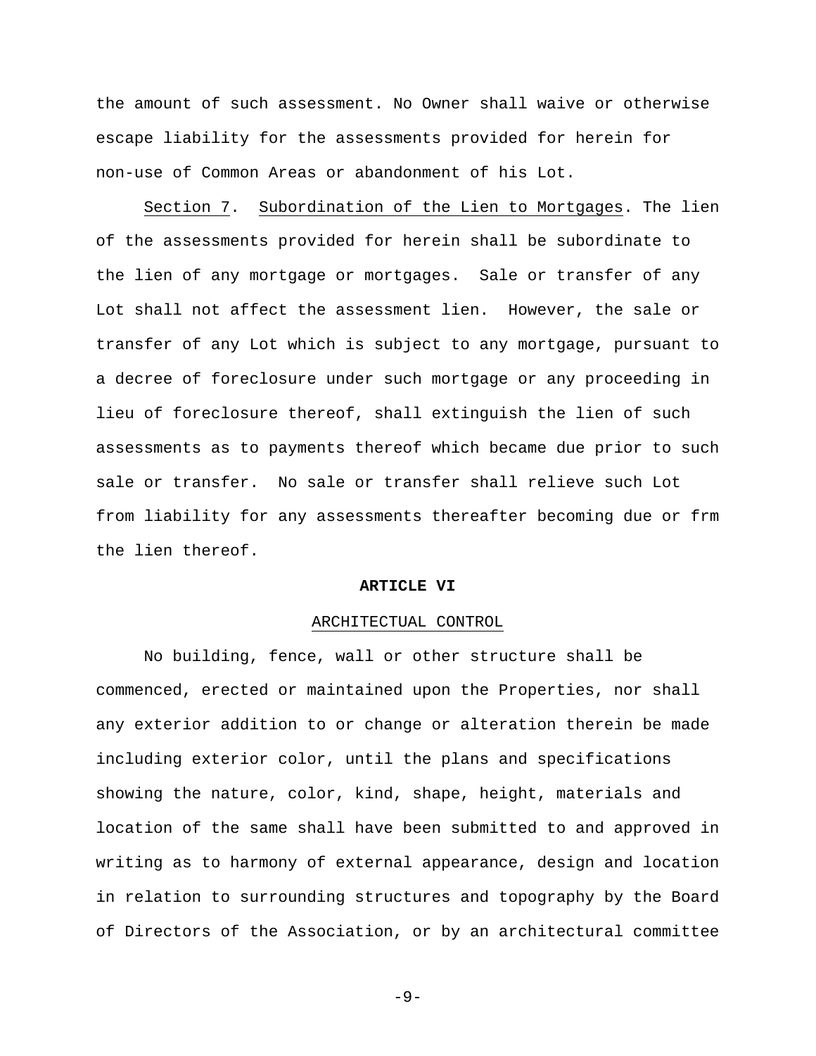the amount of such assessment. No Owner shall waive or otherwise escape liability for the assessments provided for herein for non-use of Common Areas or abandonment of his Lot.

Section 7. Subordination of the Lien to Mortgages. The lien of the assessments provided for herein shall be subordinate to the lien of any mortgage or mortgages. Sale or transfer of any Lot shall not affect the assessment lien. However, the sale or transfer of any Lot which is subject to any mortgage, pursuant to a decree of foreclosure under such mortgage or any proceeding in lieu of foreclosure thereof, shall extinguish the lien of such assessments as to payments thereof which became due prior to such sale or transfer. No sale or transfer shall relieve such Lot from liability for any assessments thereafter becoming due or frm the lien thereof.

## ARTICLE VI

### ARCHITECTUAL CONTROL

No building, fence, wall or other structure shall be commenced, erected or maintained upon the Properties, nor shall any exterior addition to or change or alteration therein be made including exterior color, until the plans and specifications showing the nature, color, kind, shape, height, materials and location of the same shall have been submitted to and approved in writing as to harmony of external appearance, design and location in relation to surrounding structures and topography by the Board of Directors of the Association, or by an architectural committee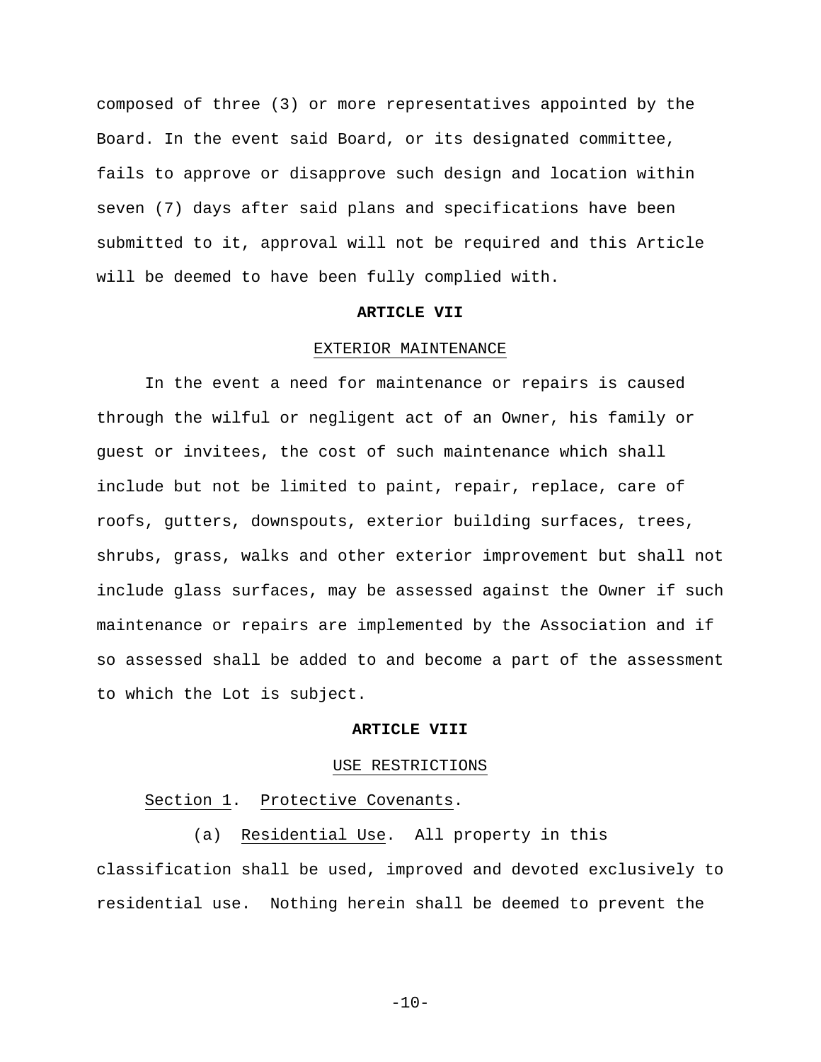composed of three (3) or more representatives appointed by the Board. In the event said Board, or its designated committee, fails to approve or disapprove such design and location within seven (7) days after said plans and specifications have been submitted to it, approval will not be required and this Article will be deemed to have been fully complied with.

## ARTICLE VII

### EXTERIOR MAINTENANCE

In the event a need for maintenance or repairs is caused through the wilful or negligent act of an Owner, his family or guest or invitees, the cost of such maintenance which shall include but not be limited to paint, repair, replace, care of roofs, gutters, downspouts, exterior building surfaces, trees, shrubs, grass, walks and other exterior improvement but shall not include glass surfaces, may be assessed against the Owner if such maintenance or repairs are implemented by the Association and if so assessed shall be added to and become a part of the assessment to which the Lot is subject.

## ARTICLE VIII

### USE RESTRICTIONS

Section 1. Protective Covenants.

(a) Residential Use. All property in this classification shall be used, improved and devoted exclusively to residential use. Nothing herein shall be deemed to prevent the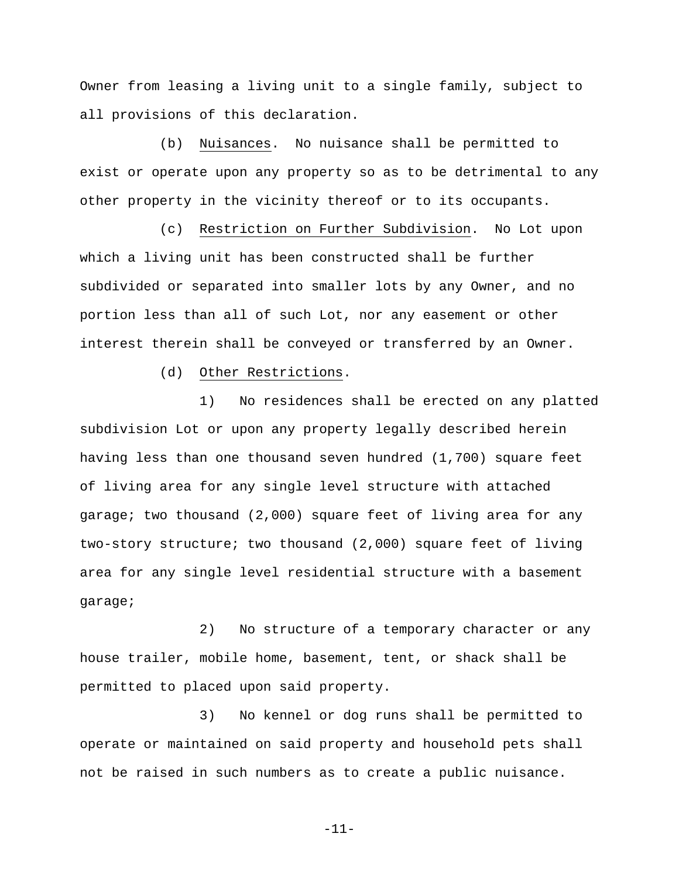Owner from leasing a living unit to a single family, subject to all provisions of this declaration.

(b) Nuisances. No nuisance shall be permitted to exist or operate upon any property so as to be detrimental to any other property in the vicinity thereof or to its occupants.

(c) Restriction on Further Subdivision. No Lot upon which a living unit has been constructed shall be further subdivided or separated into smaller lots by any Owner, and no portion less than all of such Lot, nor any easement or other interest therein shall be conveyed or transferred by an Owner.

(d) Other Restrictions.

1) No residences shall be erected on any platted subdivision Lot or upon any property legally described herein having less than one thousand seven hundred (1,700) square feet of living area for any single level structure with attached garage; two thousand (2,000) square feet of living area for any two-story structure; two thousand (2,000) square feet of living area for any single level residential structure with a basement garage;

2) No structure of a temporary character or any house trailer, mobile home, basement, tent, or shack shall be permitted to placed upon said property.

3) No kennel or dog runs shall be permitted to operate or maintained on said property and household pets shall not be raised in such numbers as to create a public nuisance.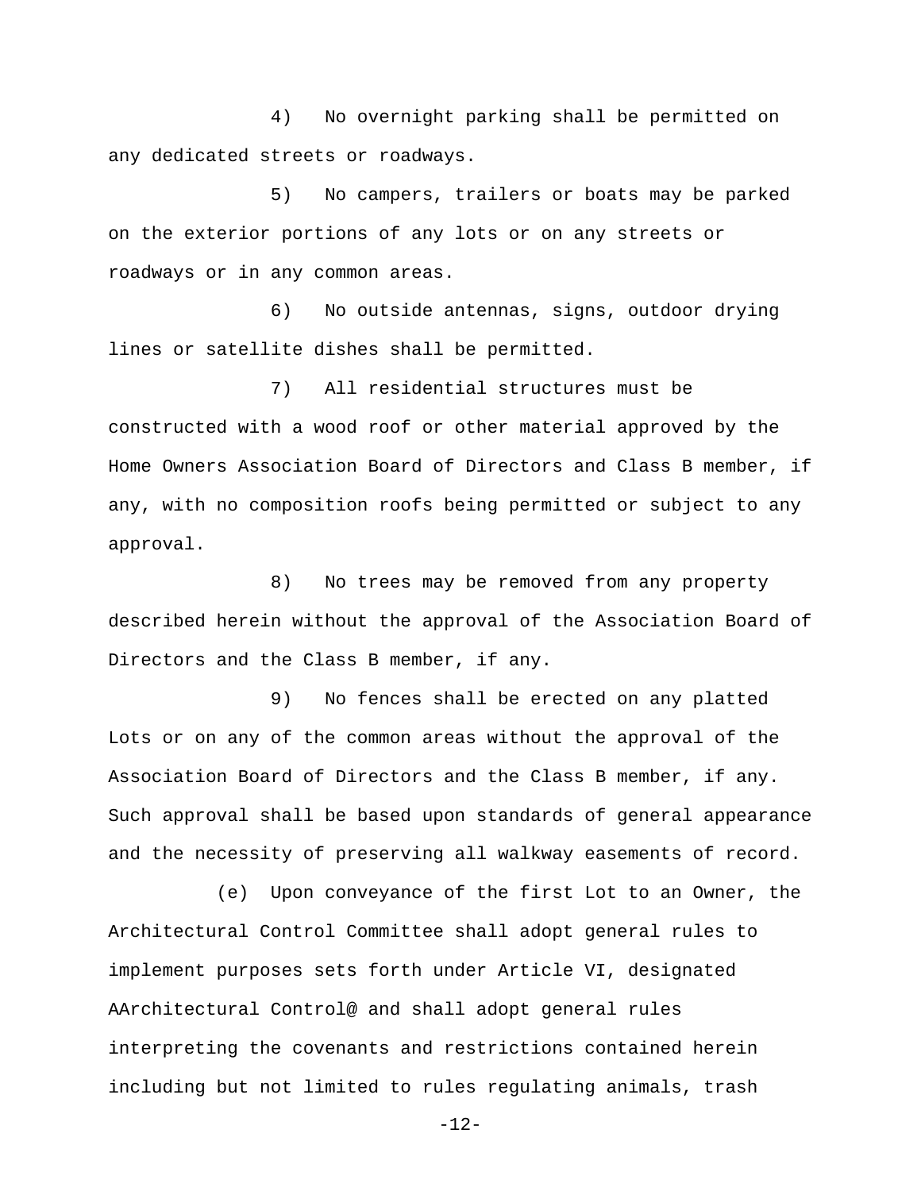4) No overnight parking shall be permitted on any dedicated streets or roadways.

5) No campers, trailers or boats may be parked on the exterior portions of any lots or on any streets or roadways or in any common areas.

6) No outside antennas, signs, outdoor drying lines or satellite dishes shall be permitted.

7) All residential structures must be constructed with a wood roof or other material approved by the Home Owners Association Board of Directors and Class B member, if any, with no composition roofs being permitted or subject to any approval.

8) No trees may be removed from any property described herein without the approval of the Association Board of Directors and the Class B member, if any.

9) No fences shall be erected on any platted Lots or on any of the common areas without the approval of the Association Board of Directors and the Class B member, if any. Such approval shall be based upon standards of general appearance and the necessity of preserving all walkway easements of record.

(e) Upon conveyance of the first Lot to an Owner, the Architectural Control Committee shall adopt general rules to implement purposes sets forth under Article VI, designated AArchitectural Control@ and shall adopt general rules interpreting the covenants and restrictions contained herein including but not limited to rules regulating animals, trash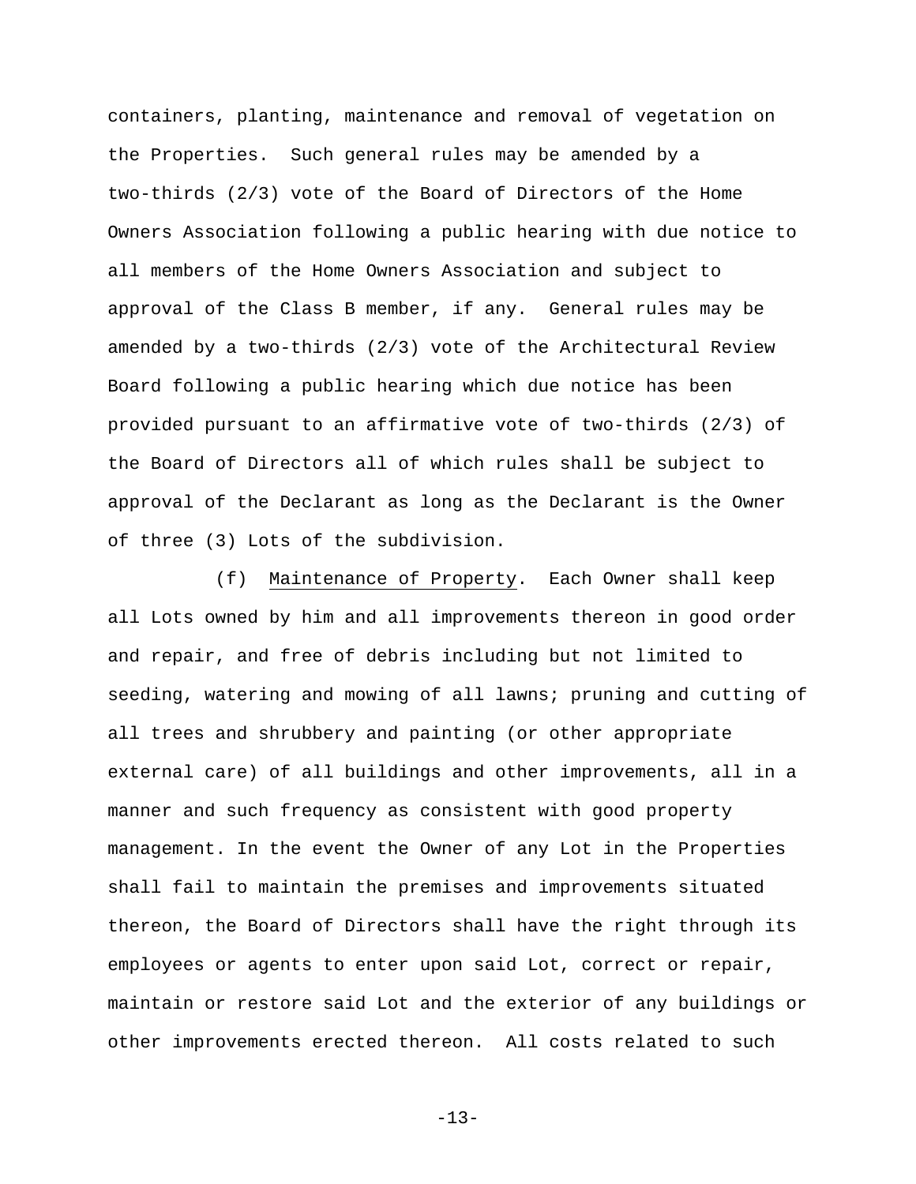containers, planting, maintenance and removal of vegetation on the Properties. Such general rules may be amended by a two-thirds (2/3) vote of the Board of Directors of the Home Owners Association following a public hearing with due notice to all members of the Home Owners Association and subject to approval of the Class B member, if any. General rules may be amended by a two-thirds (2/3) vote of the Architectural Review Board following a public hearing which due notice has been provided pursuant to an affirmative vote of two-thirds (2/3) of the Board of Directors all of which rules shall be subject to approval of the Declarant as long as the Declarant is the Owner of three (3) Lots of the subdivision.

(f) Maintenance of Property. Each Owner shall keep all Lots owned by him and all improvements thereon in good order and repair, and free of debris including but not limited to seeding, watering and mowing of all lawns; pruning and cutting of all trees and shrubbery and painting (or other appropriate external care) of all buildings and other improvements, all in a manner and such frequency as consistent with good property management. In the event the Owner of any Lot in the Properties shall fail to maintain the premises and improvements situated thereon, the Board of Directors shall have the right through its employees or agents to enter upon said Lot, correct or repair, maintain or restore said Lot and the exterior of any buildings or other improvements erected thereon. All costs related to such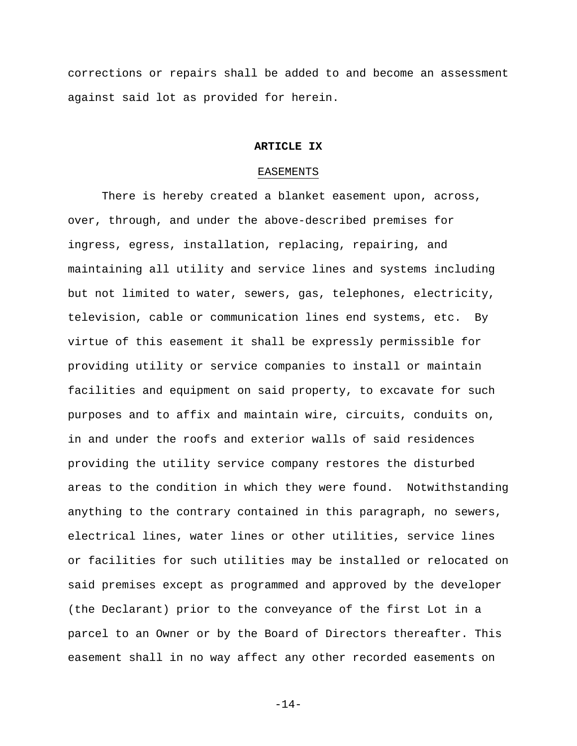corrections or repairs shall be added to and become an assessment against said lot as provided for herein.

## ARTICLE IX

### EASEMENTS

There is hereby created a blanket easement upon, across, over, through, and under the above-described premises for ingress, egress, installation, replacing, repairing, and maintaining all utility and service lines and systems including but not limited to water, sewers, gas, telephones, electricity, television, cable or communication lines end systems, etc. By virtue of this easement it shall be expressly permissible for providing utility or service companies to install or maintain facilities and equipment on said property, to excavate for such purposes and to affix and maintain wire, circuits, conduits on, in and under the roofs and exterior walls of said residences providing the utility service company restores the disturbed areas to the condition in which they were found. Notwithstanding anything to the contrary contained in this paragraph, no sewers, electrical lines, water lines or other utilities, service lines or facilities for such utilities may be installed or relocated on said premises except as programmed and approved by the developer (the Declarant) prior to the conveyance of the first Lot in a parcel to an Owner or by the Board of Directors thereafter. This easement shall in no way affect any other recorded easements on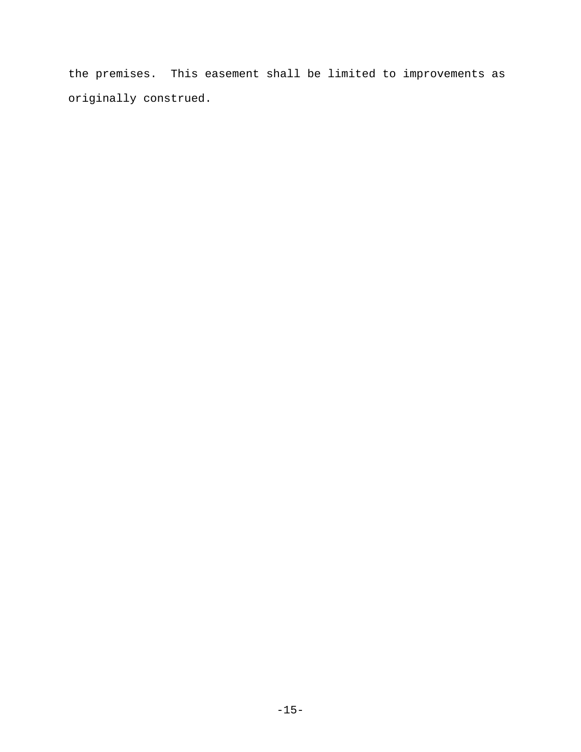the premises. This easement shall be limited to improvements as originally construed.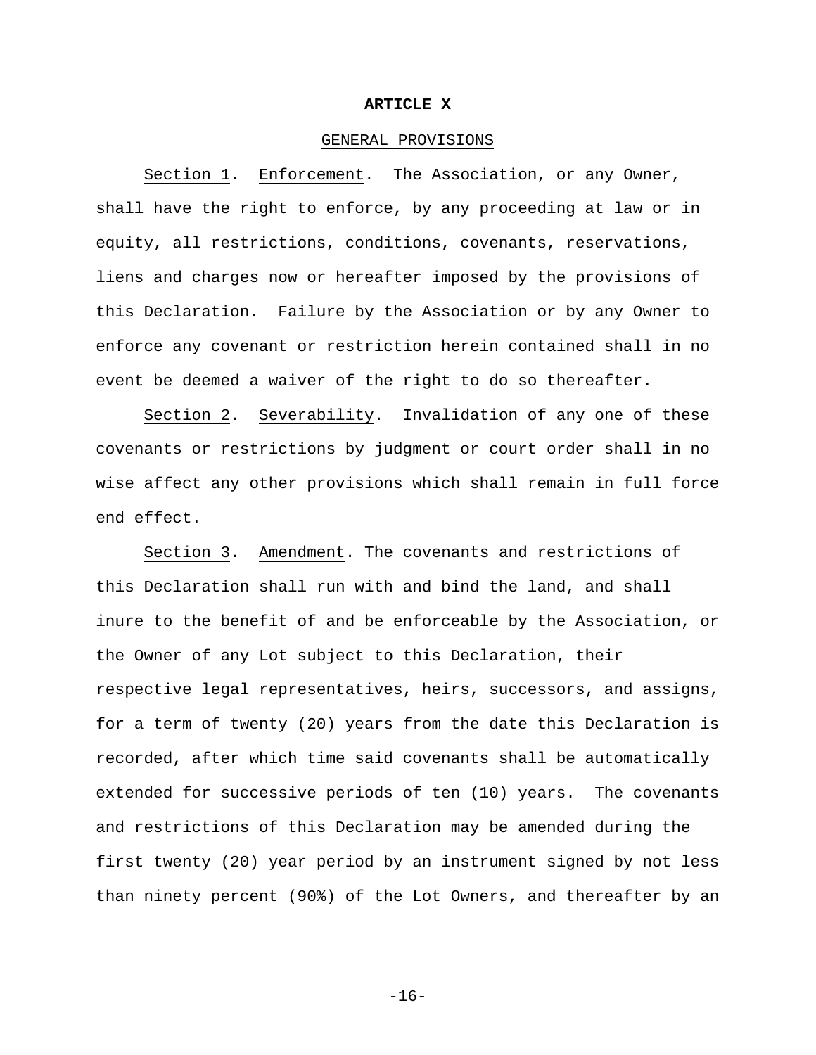# ARTICLE X

## GENERAL PROVISIONS

Section 1. Enforcement. The Association, or any Owner, shall have the right to enforce, by any proceeding at law or in equity, all restrictions, conditions, covenants, reservations, liens and charges now or hereafter imposed by the provisions of this Declaration. Failure by the Association or by any Owner to enforce any covenant or restriction herein contained shall in no event be deemed a waiver of the right to do so thereafter.

Section 2. Severability. Invalidation of any one of these covenants or restrictions by judgment or court order shall in no wise affect any other provisions which shall remain in full force end effect.

Section 3. Amendment. The covenants and restrictions of this Declaration shall run with and bind the land, and shall inure to the benefit of and be enforceable by the Association, or the Owner of any Lot subject to this Declaration, their respective legal representatives, heirs, successors, and assigns, for a term of twenty (20) years from the date this Declaration is recorded, after which time said covenants shall be automatically extended for successive periods of ten (10) years. The covenants and restrictions of this Declaration may be amended during the first twenty (20) year period by an instrument signed by not less than ninety percent (90%) of the Lot Owners, and thereafter by an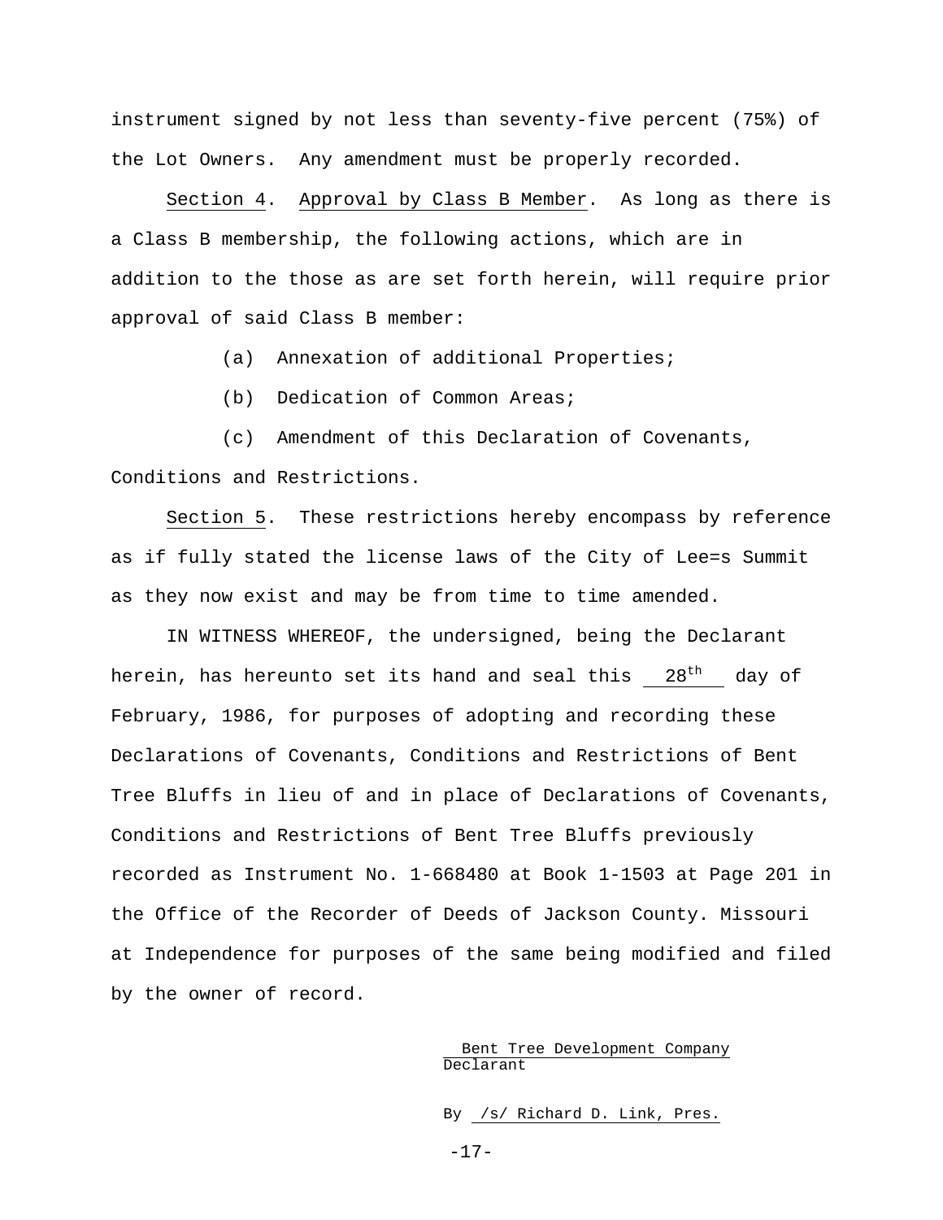instrument signed by not less than seventy-five percent (75%) of the Lot Owners. Any amendment must be properly recorded.

Section 4. Approval by Class B Member. As long as there is a Class B membership, the following actions, which are in addition to the those as are set forth herein, will require prior approval of said Class B member:

(a) Annexation of additional Properties;

(b) Dedication of Common Areas;

(c) Amendment of this Declaration of Covenants, Conditions and Restrictions.

Section 5. These restrictions hereby encompass by reference as if fully stated the license laws of the City of Lee=s Summit as they now exist and may be from time to time amended.

IN WITNESS WHEREOF, the undersigned, being the Declarant herein, has hereunto set its hand and seal this 28th day of February, 1986, for purposes of adopting and recording these Declarations of Covenants, Conditions and Restrictions of Bent Tree Bluffs in lieu of and in place of Declarations of Covenants, Conditions and Restrictions of Bent Tree Bluffs previously recorded as Instrument No. 1-668480 at Book 1-1503 at Page 201 in the Office of the Recorder of Deeds of Jackson County. Missouri at Independence for purposes of the same being modified and filed by the owner of record.

Bent Tree Development Company
Declarant

By /s/ Richard D. Link, Pres.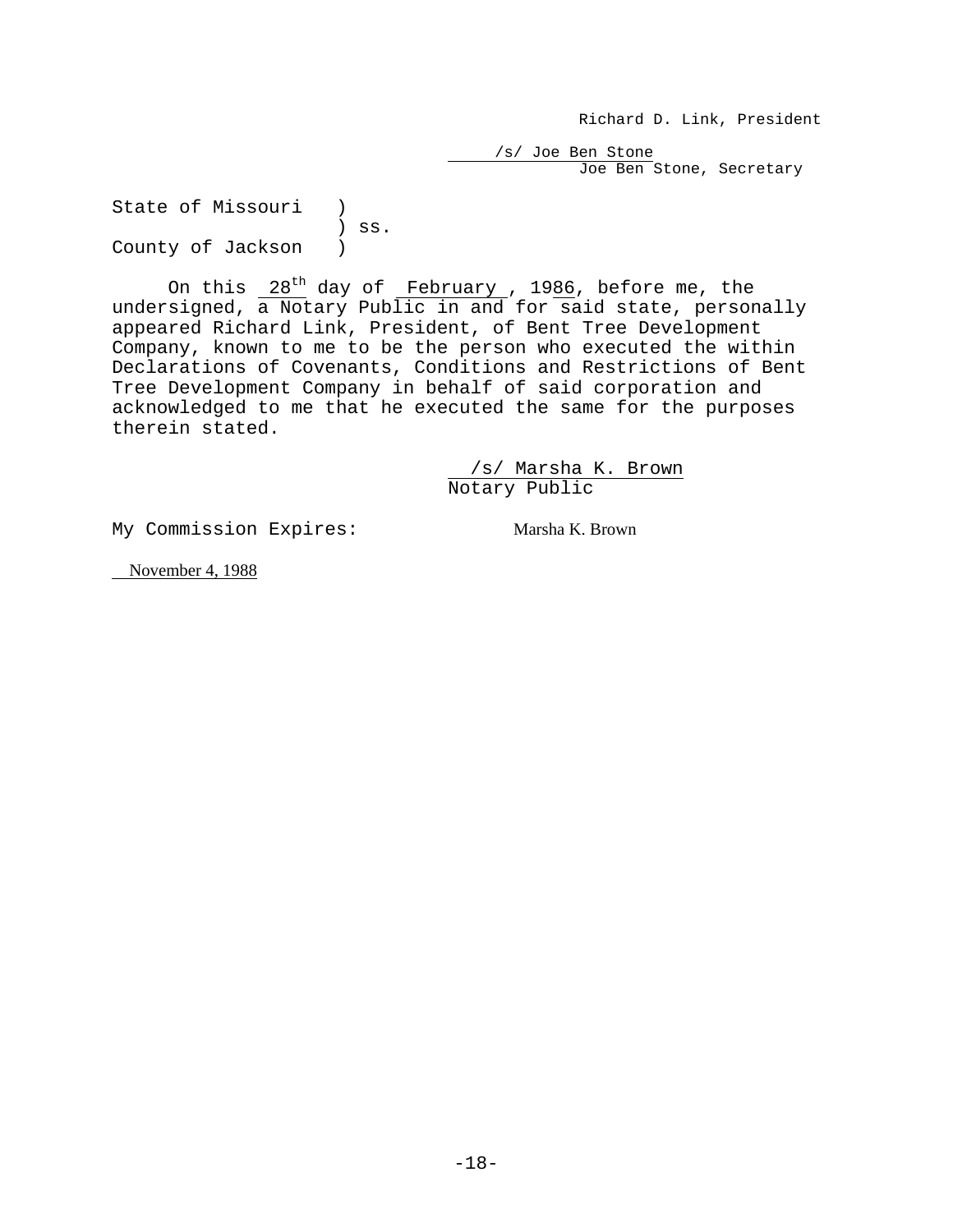Richard D. Link, President

/s/ Joe Ben Stone
Joe Ben Stone, Secretary

State of Missouri )
) ss.
County of Jackson )

On this 28th day of February, 1986, before me, the undersigned, a Notary Public in and for said state, personally appeared Richard Link, President, of Bent Tree Development Company, known to me to be the person who executed the within Declarations of Covenants, Conditions and Restrictions of Bent Tree Development Company in behalf of said corporation and acknowledged to me that he executed the same for the purposes therein stated.

/s/ Marsha K. Brown
Notary Public

My Commission Expires: Marsha K. Brown

November 4, 1988